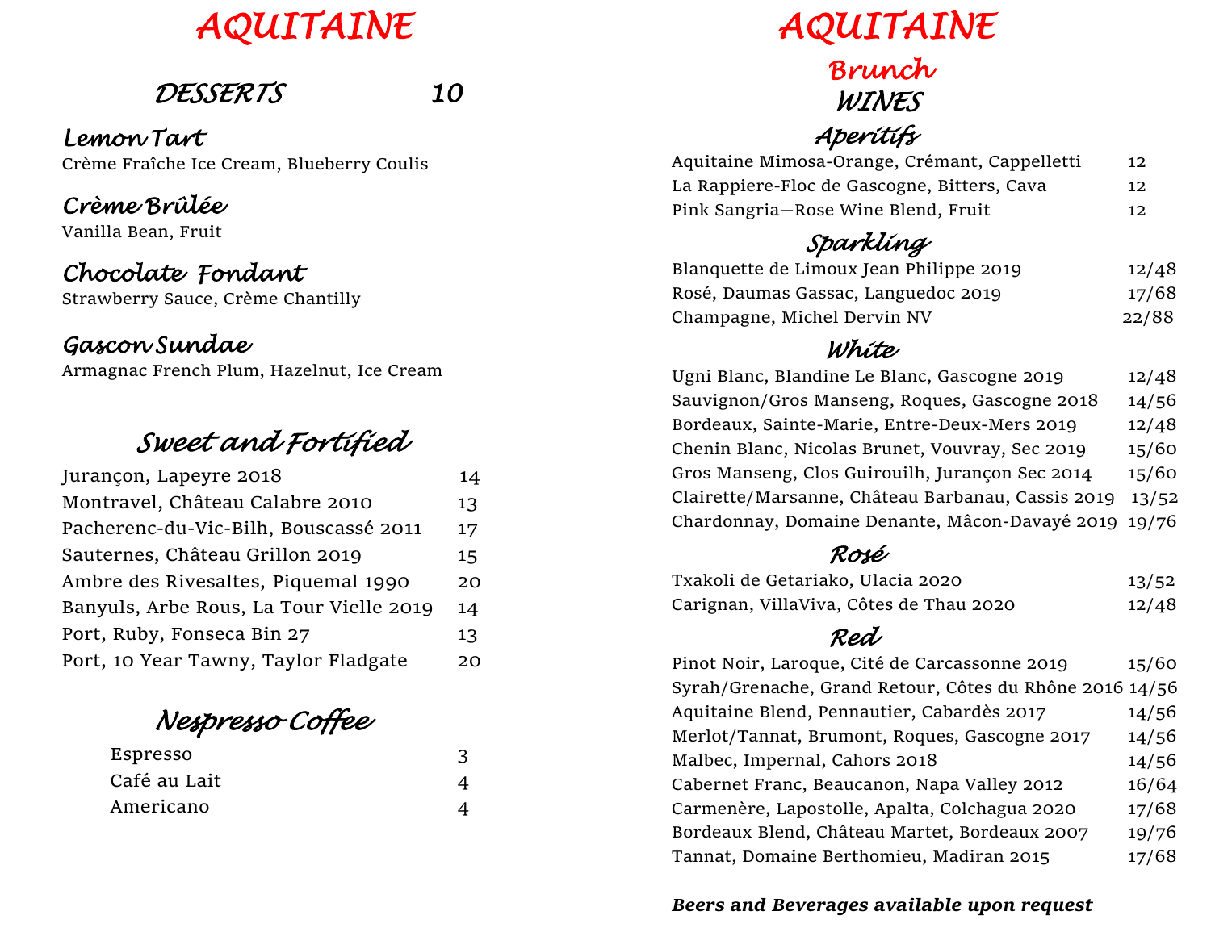# AQUITAINE

## DESSERTS 10

### Lemon Tart

Crème Fraîche Ice Cream, Blueberry Coulis

### Crème Brûlée

Vanilla Bean, Fruit

### Chocolate Fondant

Strawberry Sauce, Crème Chantilly

### Gascon Sundae

Armagnac French Plum, Hazelnut, Ice Cream

## Sweet and Fortified

| | |
|---|---|
| Jurançon, Lapeyre 2018 | 14 |
| Montravel, Château Calabre 2010 | 13 |
| Pacherenc-du-Vic-Bilh, Bouscassé 2011 | 17 |
| Sauternes, Château Grillon 2019 | 15 |
| Ambre des Rivesaltes, Piquemal 1990 | 20 |
| Banyuls, Arbe Rous, La Tour Vielle 2019 | 14 |
| Port, Ruby, Fonseca Bin 27 | 13 |
| Port, 10 Year Tawny, Taylor Fladgate | 20 |

## Nespresso Coffee

| | |
|---|---|
| Espresso | 3 |
| Café au Lait | 4 |
| Americano | 4 |

# AQUITAINE

## Brunch

## WINES

### Aperitifs

| | |
|---|---|
| Aquitaine Mimosa-Orange, Crémant, Cappelletti | 12 |
| La Rappiere-Floc de Gascogne, Bitters, Cava | 12 |
| Pink Sangria—Rose Wine Blend, Fruit | 12 |

### Sparkling

| | |
|---|---|
| Blanquette de Limoux Jean Philippe 2019 | 12/48 |
| Rosé, Daumas Gassac, Languedoc 2019 | 17/68 |
| Champagne, Michel Dervin NV | 22/88 |

### White

| | |
|---|---|
| Ugni Blanc, Blandine Le Blanc, Gascogne 2019 | 12/48 |
| Sauvignon/Gros Manseng, Roques, Gascogne 2018 | 14/56 |
| Bordeaux, Sainte-Marie, Entre-Deux-Mers 2019 | 12/48 |
| Chenin Blanc, Nicolas Brunet, Vouvray, Sec 2019 | 15/60 |
| Gros Manseng, Clos Guirouilh, Jurançon Sec 2014 | 15/60 |
| Clairette/Marsanne, Château Barbanau, Cassis 2019 | 13/52 |
| Chardonnay, Domaine Denante, Mâcon-Davayé 2019 | 19/76 |

### Rosé

| | |
|---|---|
| Txakoli de Getariako, Ulacia 2020 | 13/52 |
| Carignan, VillaViva, Côtes de Thau 2020 | 12/48 |

### Red

| | |
|---|---|
| Pinot Noir, Laroque, Cité de Carcassonne 2019 | 15/60 |
| Syrah/Grenache, Grand Retour, Côtes du Rhône 2016 | 14/56 |
| Aquitaine Blend, Pennautier, Cabardès 2017 | 14/56 |
| Merlot/Tannat, Brumont, Roques, Gascogne 2017 | 14/56 |
| Malbec, Impernal, Cahors 2018 | 14/56 |
| Cabernet Franc, Beaucanon, Napa Valley 2012 | 16/64 |
| Carmenère, Lapostolle, Apalta, Colchagua 2020 | 17/68 |
| Bordeaux Blend, Château Martet, Bordeaux 2007 | 19/76 |
| Tannat, Domaine Berthomieu, Madiran 2015 | 17/68 |

***Beers and Beverages available upon request***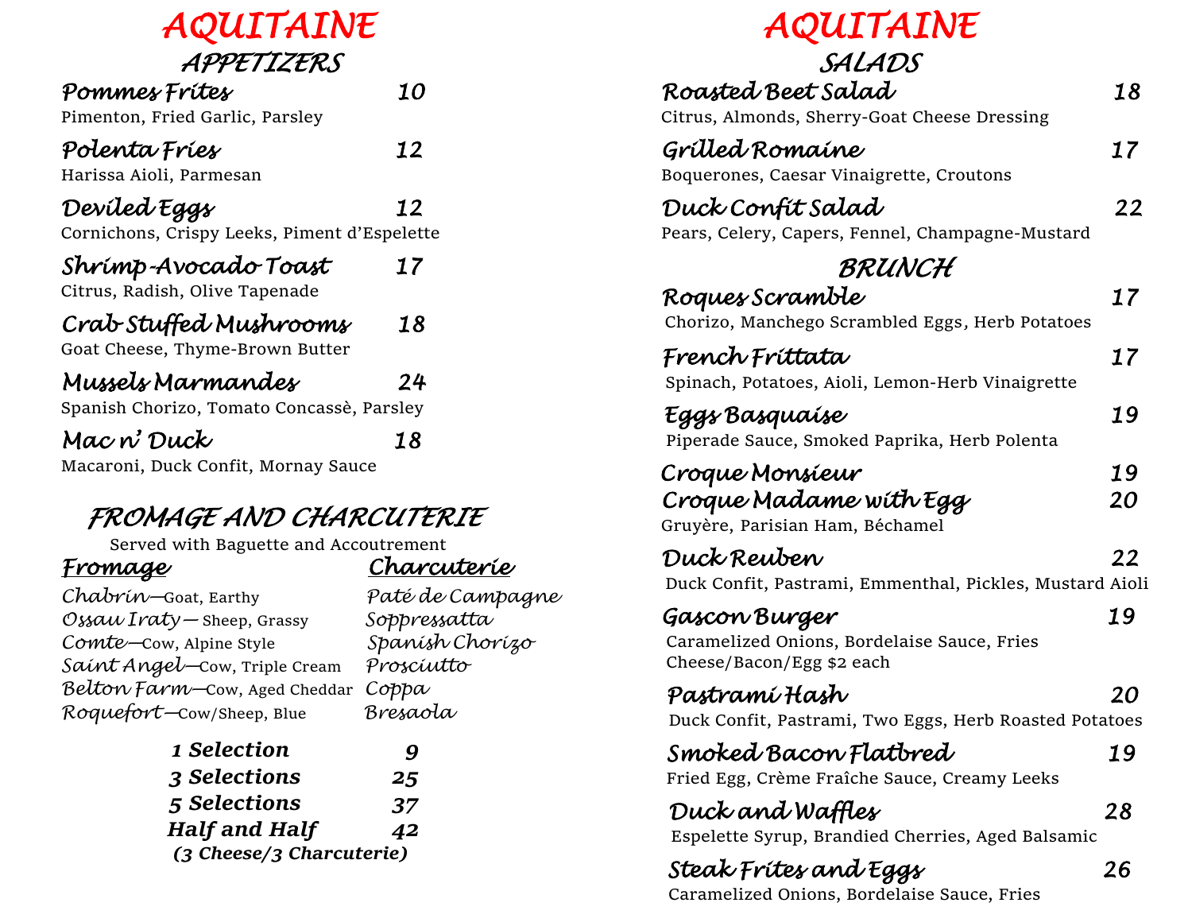# AQUITAINE

## APPETIZERS

**Pommes Frites** — 10
Pimenton, Fried Garlic, Parsley

**Polenta Fries** — 12
Harissa Aioli, Parmesan

**Deviled Eggs** — 12
Cornichons, Crispy Leeks, Piment d'Espelette

**Shrimp-Avocado Toast** — 17
Citrus, Radish, Olive Tapenade

**Crab Stuffed Mushrooms** — 18
Goat Cheese, Thyme-Brown Butter

**Mussels Marmandes** — 24
Spanish Chorizo, Tomato Concassè, Parsley

**Mac n' Duck** — 18
Macaroni, Duck Confit, Mornay Sauce

## FROMAGE AND CHARCUTERIE

Served with Baguette and Accoutrement

| Fromage | Charcuterie |
|---|---|
| Chabrin—Goat, Earthy | Paté de Campagne |
| Ossau Iraty— Sheep, Grassy | Soppressatta |
| Comte—Cow, Alpine Style | Spanish Chorizo |
| Saint Angel—Cow, Triple Cream | Prosciutto |
| Belton Farm—Cow, Aged Cheddar | Coppa |
| Roquefort—Cow/Sheep, Blue | Bresaola |

| | |
|---|---|
| **1 Selection** | **9** |
| **3 Selections** | **25** |
| **5 Selections** | **37** |
| **Half and Half** | **42** |

**(3 Cheese/3 Charcuterie)**

# AQUITAINE

## SALADS

**Roasted Beet Salad** — 18
Citrus, Almonds, Sherry-Goat Cheese Dressing

**Grilled Romaine** — 17
Boquerones, Caesar Vinaigrette, Croutons

**Duck Confit Salad** — 22
Pears, Celery, Capers, Fennel, Champagne-Mustard

## BRUNCH

**Roques Scramble** — 17
Chorizo, Manchego Scrambled Eggs, Herb Potatoes

**French Frittata** — 17
Spinach, Potatoes, Aioli, Lemon-Herb Vinaigrette

**Eggs Basquaise** — 19
Piperade Sauce, Smoked Paprika, Herb Polenta

**Croque Monsieur** — 19
**Croque Madame with Egg** — 20
Gruyère, Parisian Ham, Béchamel

**Duck Reuben** — 22
Duck Confit, Pastrami, Emmenthal, Pickles, Mustard Aioli

**Gascon Burger** — 19
Caramelized Onions, Bordelaise Sauce, Fries
Cheese/Bacon/Egg $2 each

**Pastrami Hash** — 20
Duck Confit, Pastrami, Two Eggs, Herb Roasted Potatoes

**Smoked Bacon Flatbred** — 19
Fried Egg, Crème Fraîche Sauce, Creamy Leeks

**Duck and Waffles** — 28
Espelette Syrup, Brandied Cherries, Aged Balsamic

**Steak Frites and Eggs** — 26
Caramelized Onions, Bordelaise Sauce, Fries